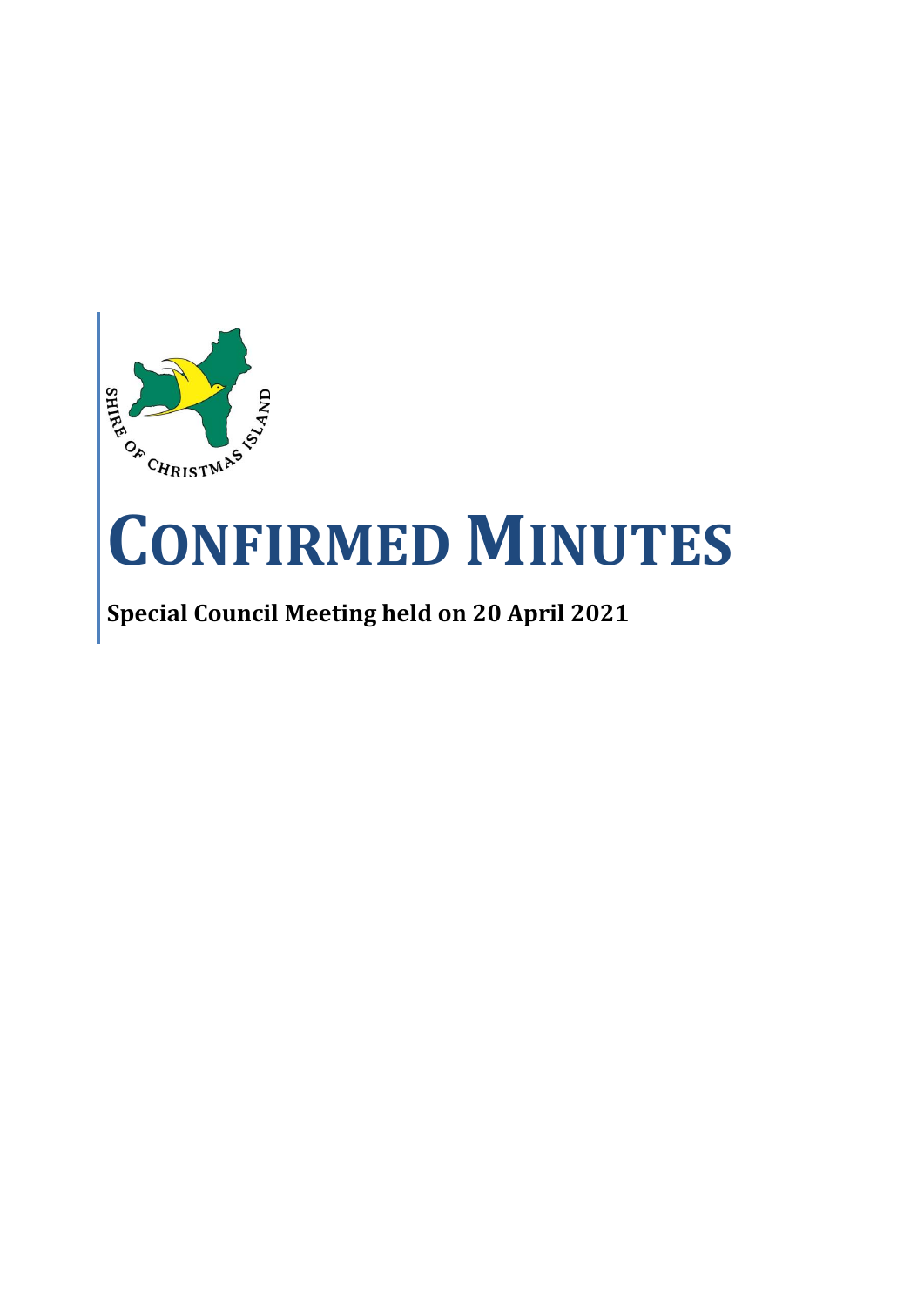# CONFIRMED MINUTES

**Special Council Meeting held on 20 April 2021**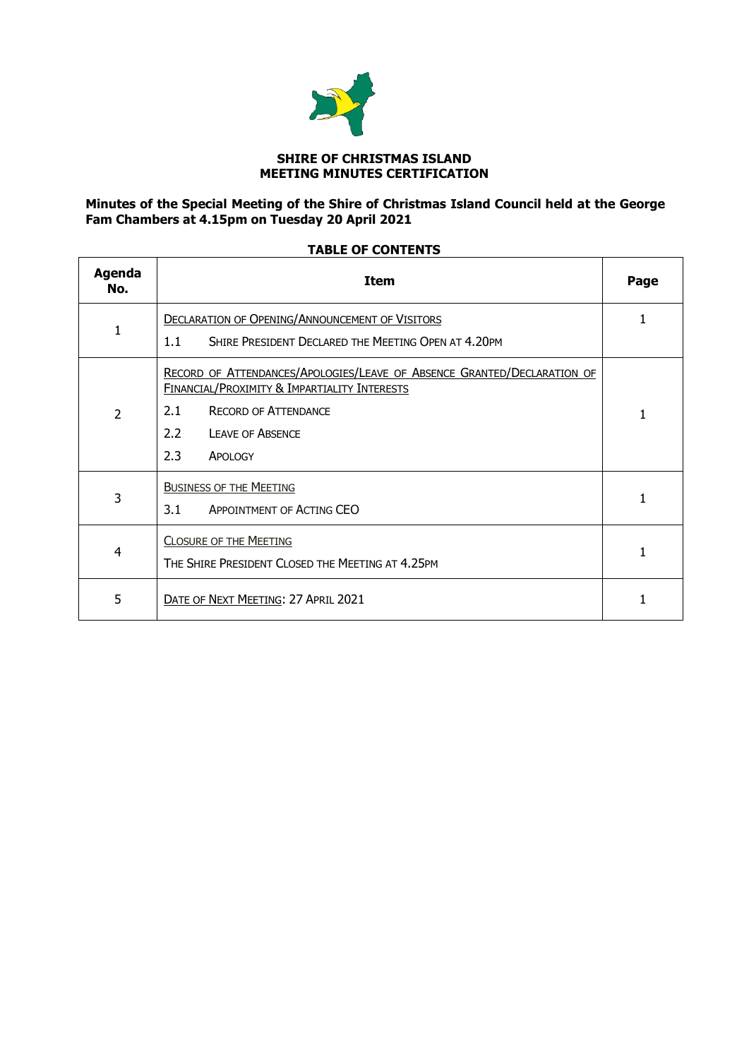**SHIRE OF CHRISTMAS ISLAND**
**MEETING MINUTES CERTIFICATION**

**Minutes of the Special Meeting of the Shire of Christmas Island Council held at the George Fam Chambers at 4.15pm on Tuesday 20 April 2021**

**TABLE OF CONTENTS**

| Agenda No. | Item | Page |
|---|---|---|
| 1 | DECLARATION OF OPENING/ANNOUNCEMENT OF VISITORS<br>1.1 SHIRE PRESIDENT DECLARED THE MEETING OPEN AT 4.20PM | 1 |
| 2 | RECORD OF ATTENDANCES/APOLOGIES/LEAVE OF ABSENCE GRANTED/DECLARATION OF FINANCIAL/PROXIMITY & IMPARTIALITY INTERESTS<br>2.1 RECORD OF ATTENDANCE<br>2.2 LEAVE OF ABSENCE<br>2.3 APOLOGY | 1 |
| 3 | BUSINESS OF THE MEETING<br>3.1 APPOINTMENT OF ACTING CEO | 1 |
| 4 | CLOSURE OF THE MEETING<br>THE SHIRE PRESIDENT CLOSED THE MEETING AT 4.25PM | 1 |
| 5 | DATE OF NEXT MEETING: 27 APRIL 2021 | 1 |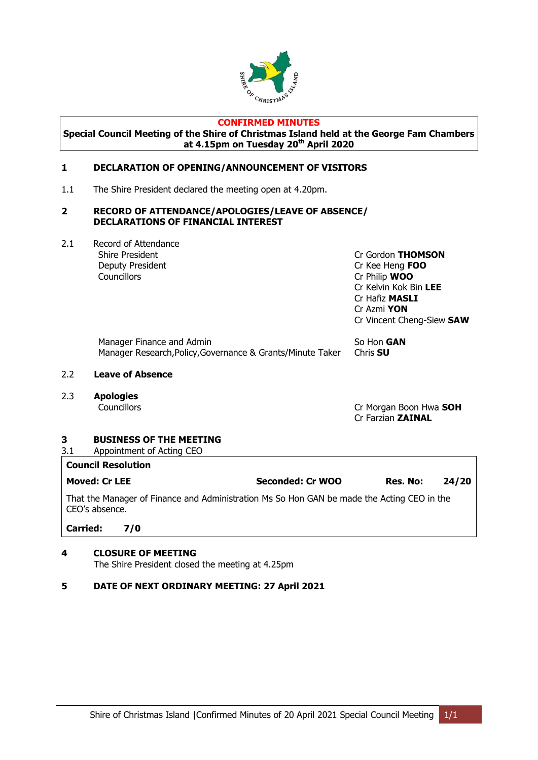**CONFIRMED MINUTES**

**Special Council Meeting of the Shire of Christmas Island held at the George Fam Chambers at 4.15pm on Tuesday 20th April 2020**

## 1 DECLARATION OF OPENING/ANNOUNCEMENT OF VISITORS

1.1 The Shire President declared the meeting open at 4.20pm.

## 2 RECORD OF ATTENDANCE/APOLOGIES/LEAVE OF ABSENCE/ DECLARATIONS OF FINANCIAL INTEREST

2.1 Record of Attendance

| | |
|---|---|
| Shire President | Cr Gordon **THOMSON** |
| Deputy President | Cr Kee Heng **FOO** |
| Councillors | Cr Philip **WOO** |
| | Cr Kelvin Kok Bin **LEE** |
| | Cr Hafiz **MASLI** |
| | Cr Azmi **YON** |
| | Cr Vincent Cheng-Siew **SAW** |
| Manager Finance and Admin | So Hon **GAN** |
| Manager Research,Policy,Governance & Grants/Minute Taker | Chris **SU** |

2.2 **Leave of Absence**

2.3 **Apologies**

| | |
|---|---|
| Councillors | Cr Morgan Boon Hwa **SOH** |
| | Cr Farzian **ZAINAL** |

## 3 BUSINESS OF THE MEETING

3.1 Appointment of Acting CEO

**Council Resolution**

**Moved: Cr LEE** **Seconded: Cr WOO** **Res. No: 24/20**

That the Manager of Finance and Administration Ms So Hon GAN be made the Acting CEO in the CEO's absence.

**Carried: 7/0**

## 4 CLOSURE OF MEETING

The Shire President closed the meeting at 4.25pm

## 5 DATE OF NEXT ORDINARY MEETING: 27 April 2021